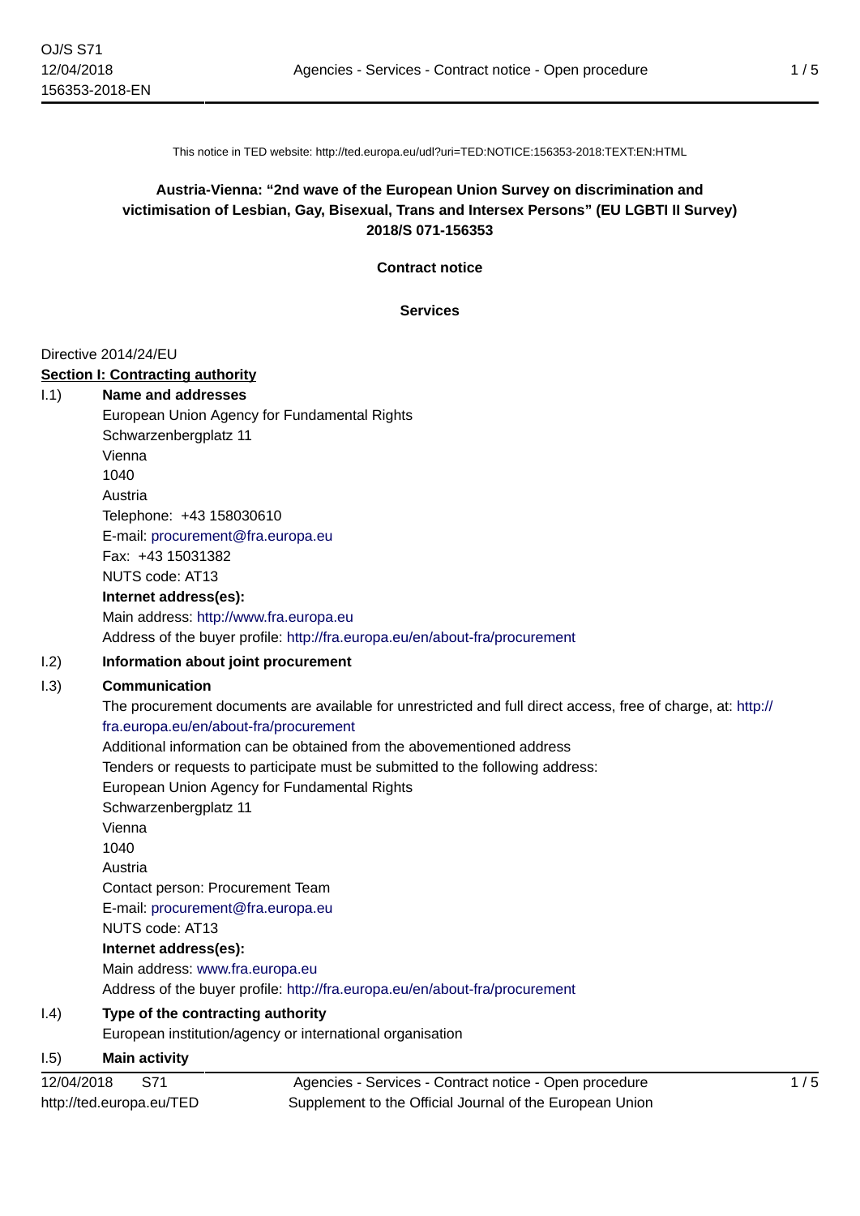This notice in TED website: http://ted.europa.eu/udl?uri=TED:NOTICE:156353-2018:TEXT:EN:HTML

# Austria-Vienna: "2nd wave of the European Union Survey on discrimination and victimisation of Lesbian, Gay, Bisexual, Trans and Intersex Persons" (EU LGBTI II Survey)

**2018/S 071-156353**

**Contract notice**

**Services**

Directive 2014/24/EU

## Section I: Contracting authority

I.1) **Name and addresses**

European Union Agency for Fundamental Rights
Schwarzenbergplatz 11
Vienna
1040
Austria
Telephone: +43 158030610
E-mail: procurement@fra.europa.eu
Fax: +43 15031382
NUTS code: AT13

**Internet address(es):**

Main address: http://www.fra.europa.eu
Address of the buyer profile: http://fra.europa.eu/en/about-fra/procurement

I.2) **Information about joint procurement**

I.3) **Communication**

The procurement documents are available for unrestricted and full direct access, free of charge, at: http://fra.europa.eu/en/about-fra/procurement

Additional information can be obtained from the abovementioned address

Tenders or requests to participate must be submitted to the following address:

European Union Agency for Fundamental Rights
Schwarzenbergplatz 11
Vienna
1040
Austria
Contact person: Procurement Team
E-mail: procurement@fra.europa.eu
NUTS code: AT13

**Internet address(es):**

Main address: www.fra.europa.eu
Address of the buyer profile: http://fra.europa.eu/en/about-fra/procurement

I.4) **Type of the contracting authority**

European institution/agency or international organisation

I.5) **Main activity**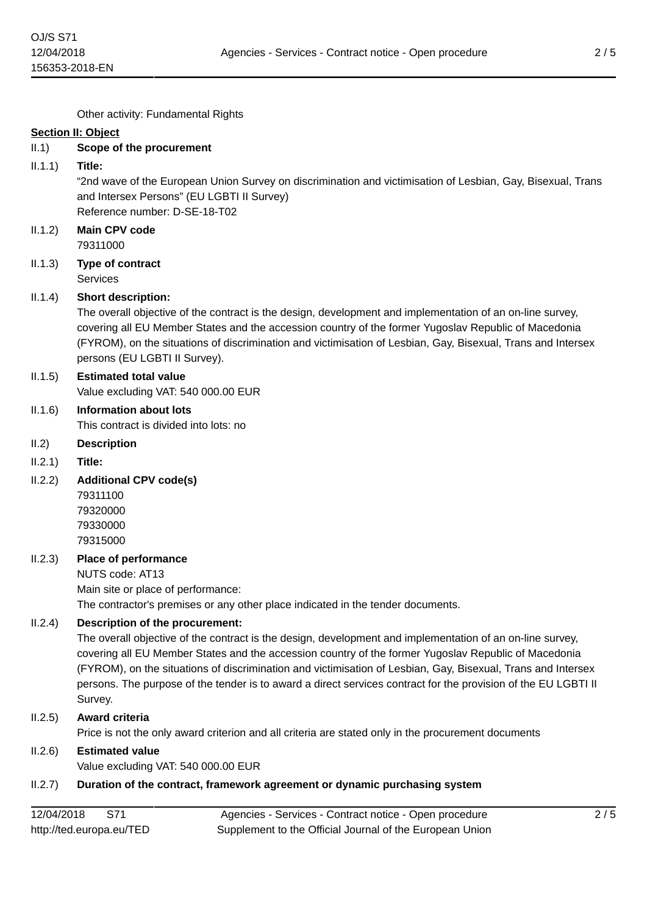Other activity: Fundamental Rights

**Section II: Object**

II.1) **Scope of the procurement**

II.1.1) **Title:**

"2nd wave of the European Union Survey on discrimination and victimisation of Lesbian, Gay, Bisexual, Trans and Intersex Persons" (EU LGBTI II Survey)

Reference number: D-SE-18-T02

II.1.2) **Main CPV code**

79311000

II.1.3) **Type of contract**

Services

II.1.4) **Short description:**

The overall objective of the contract is the design, development and implementation of an on-line survey, covering all EU Member States and the accession country of the former Yugoslav Republic of Macedonia (FYROM), on the situations of discrimination and victimisation of Lesbian, Gay, Bisexual, Trans and Intersex persons (EU LGBTI II Survey).

II.1.5) **Estimated total value**

Value excluding VAT: 540 000.00 EUR

II.1.6) **Information about lots**

This contract is divided into lots: no

II.2) **Description**

II.2.1) **Title:**

II.2.2) **Additional CPV code(s)**

79311100
79320000
79330000
79315000

II.2.3) **Place of performance**

NUTS code: AT13

Main site or place of performance:

The contractor's premises or any other place indicated in the tender documents.

II.2.4) **Description of the procurement:**

The overall objective of the contract is the design, development and implementation of an on-line survey, covering all EU Member States and the accession country of the former Yugoslav Republic of Macedonia (FYROM), on the situations of discrimination and victimisation of Lesbian, Gay, Bisexual, Trans and Intersex persons. The purpose of the tender is to award a direct services contract for the provision of the EU LGBTI II Survey.

II.2.5) **Award criteria**

Price is not the only award criterion and all criteria are stated only in the procurement documents

II.2.6) **Estimated value**

Value excluding VAT: 540 000.00 EUR

II.2.7) **Duration of the contract, framework agreement or dynamic purchasing system**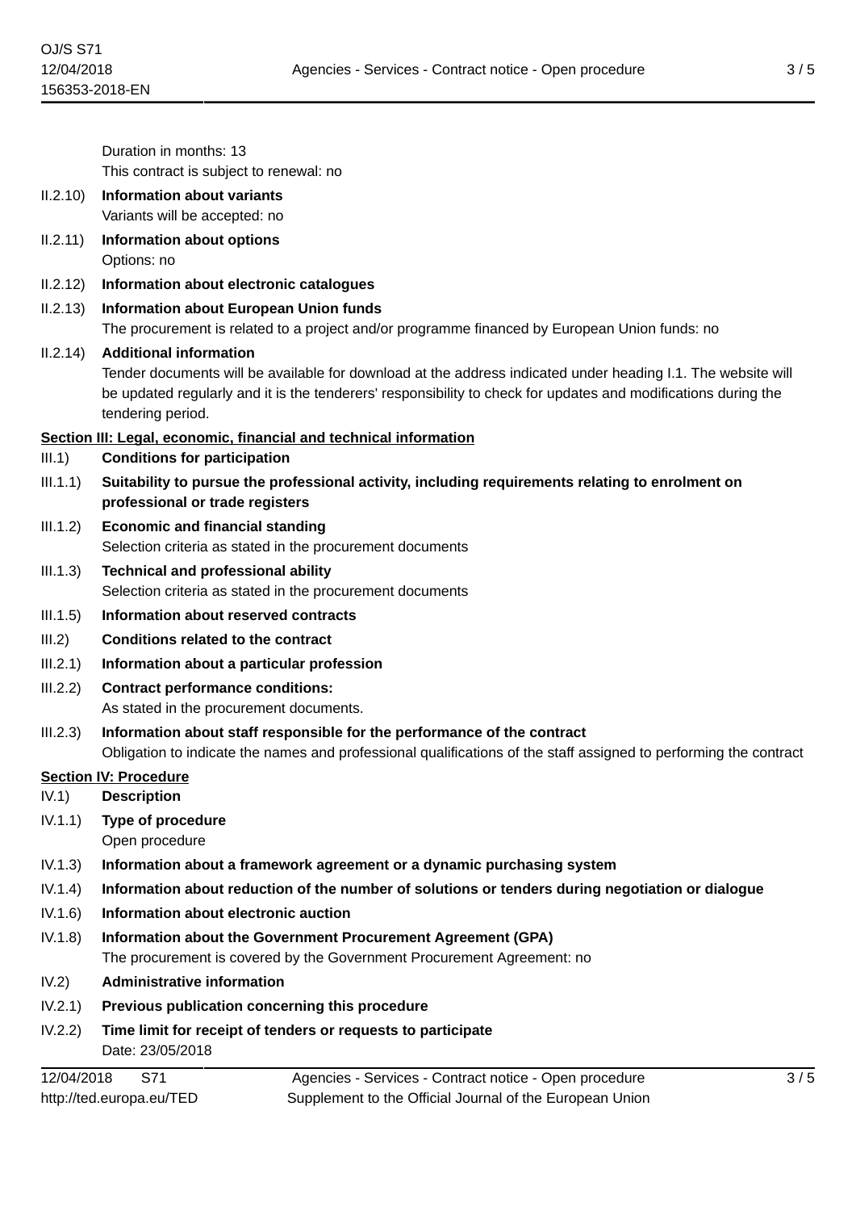Duration in months: 13

This contract is subject to renewal: no

II.2.10) **Information about variants**

Variants will be accepted: no

II.2.11) **Information about options**

Options: no

II.2.12) **Information about electronic catalogues**

II.2.13) **Information about European Union funds**

The procurement is related to a project and/or programme financed by European Union funds: no

II.2.14) **Additional information**

Tender documents will be available for download at the address indicated under heading I.1. The website will be updated regularly and it is the tenderers' responsibility to check for updates and modifications during the tendering period.

**Section III: Legal, economic, financial and technical information**

III.1) **Conditions for participation**

III.1.1) **Suitability to pursue the professional activity, including requirements relating to enrolment on professional or trade registers**

III.1.2) **Economic and financial standing**

Selection criteria as stated in the procurement documents

III.1.3) **Technical and professional ability**

Selection criteria as stated in the procurement documents

III.1.5) **Information about reserved contracts**

III.2) **Conditions related to the contract**

III.2.1) **Information about a particular profession**

III.2.2) **Contract performance conditions:**

As stated in the procurement documents.

III.2.3) **Information about staff responsible for the performance of the contract**

Obligation to indicate the names and professional qualifications of the staff assigned to performing the contract

**Section IV: Procedure**

IV.1) **Description**

IV.1.1) **Type of procedure**

Open procedure

IV.1.3) **Information about a framework agreement or a dynamic purchasing system**

IV.1.4) **Information about reduction of the number of solutions or tenders during negotiation or dialogue**

IV.1.6) **Information about electronic auction**

IV.1.8) **Information about the Government Procurement Agreement (GPA)**

The procurement is covered by the Government Procurement Agreement: no

IV.2) **Administrative information**

IV.2.1) **Previous publication concerning this procedure**

IV.2.2) **Time limit for receipt of tenders or requests to participate**

Date: 23/05/2018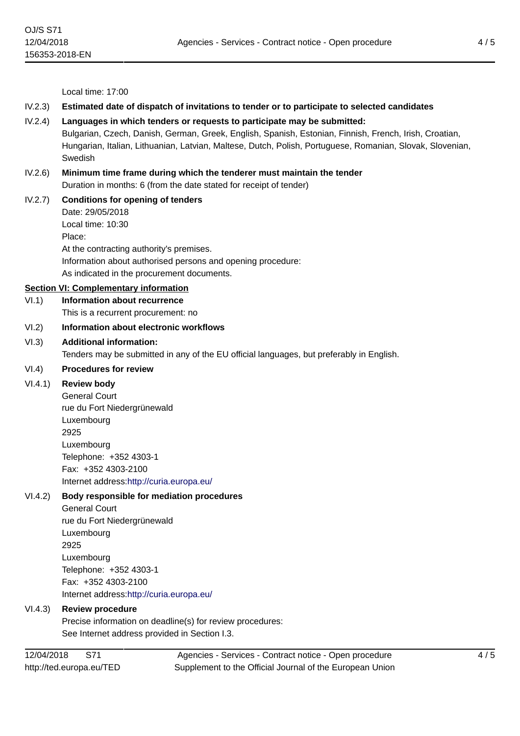Local time: 17:00

IV.2.3) **Estimated date of dispatch of invitations to tender or to participate to selected candidates**

IV.2.4) **Languages in which tenders or requests to participate may be submitted:**
Bulgarian, Czech, Danish, German, Greek, English, Spanish, Estonian, Finnish, French, Irish, Croatian, Hungarian, Italian, Lithuanian, Latvian, Maltese, Dutch, Polish, Portuguese, Romanian, Slovak, Slovenian, Swedish

IV.2.6) **Minimum time frame during which the tenderer must maintain the tender**
Duration in months: 6 (from the date stated for receipt of tender)

IV.2.7) **Conditions for opening of tenders**
Date: 29/05/2018
Local time: 10:30
Place:
At the contracting authority's premises.
Information about authorised persons and opening procedure:
As indicated in the procurement documents.

## Section VI: Complementary information

VI.1) **Information about recurrence**
This is a recurrent procurement: no

VI.2) **Information about electronic workflows**

VI.3) **Additional information:**
Tenders may be submitted in any of the EU official languages, but preferably in English.

VI.4) **Procedures for review**

VI.4.1) **Review body**
General Court
rue du Fort Niedergrünewald
Luxembourg
2925
Luxembourg
Telephone: +352 4303-1
Fax: +352 4303-2100
Internet address:http://curia.europa.eu/

VI.4.2) **Body responsible for mediation procedures**
General Court
rue du Fort Niedergrünewald
Luxembourg
2925
Luxembourg
Telephone: +352 4303-1
Fax: +352 4303-2100
Internet address:http://curia.europa.eu/

VI.4.3) **Review procedure**
Precise information on deadline(s) for review procedures:
See Internet address provided in Section I.3.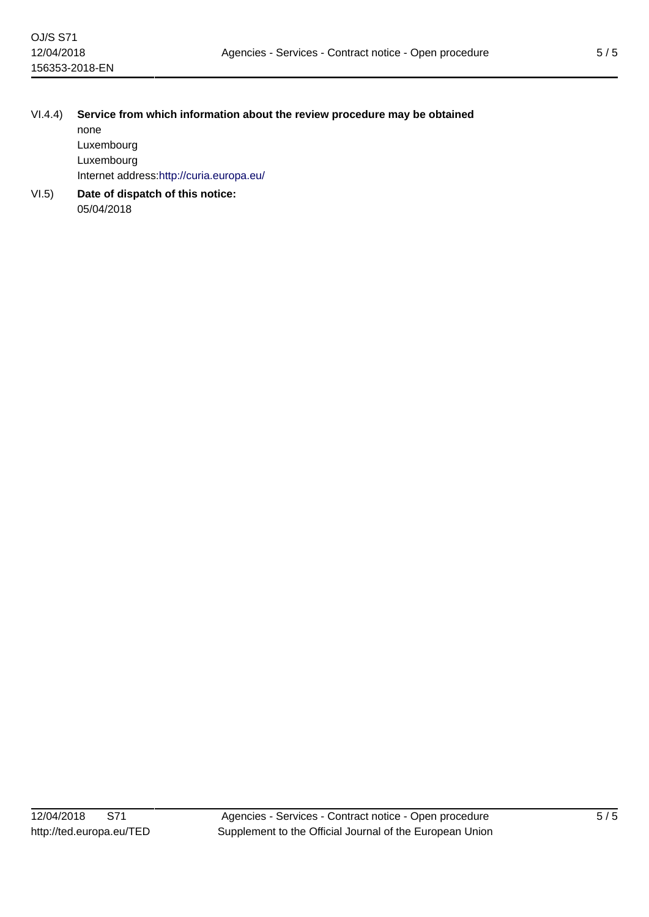VI.4.4) **Service from which information about the review procedure may be obtained**

none
Luxembourg
Luxembourg
Internet address:http://curia.europa.eu/

VI.5) **Date of dispatch of this notice:**

05/04/2018